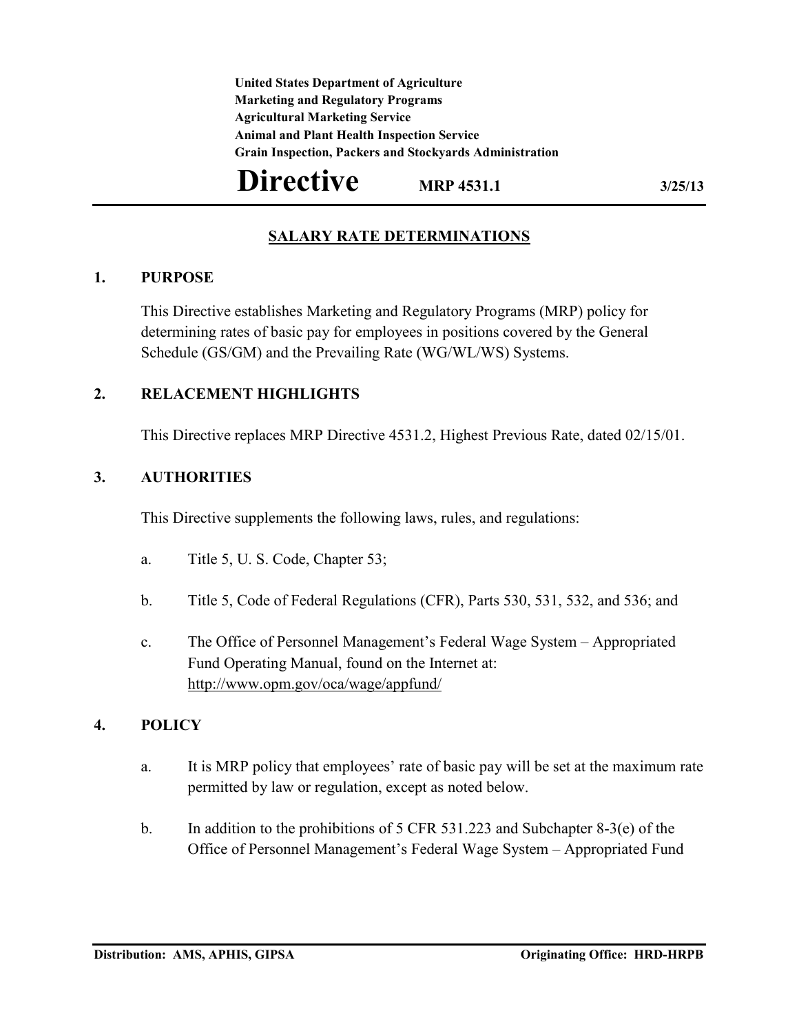**United States Department of Agriculture**
**Marketing and Regulatory Programs**
**Agricultural Marketing Service**
**Animal and Plant Health Inspection Service**
**Grain Inspection, Packers and Stockyards Administration**

# Directive **MRP 4531.1** **3/25/13**

## SALARY RATE DETERMINATIONS

### 1. PURPOSE

This Directive establishes Marketing and Regulatory Programs (MRP) policy for determining rates of basic pay for employees in positions covered by the General Schedule (GS/GM) and the Prevailing Rate (WG/WL/WS) Systems.

### 2. RELACEMENT HIGHLIGHTS

This Directive replaces MRP Directive 4531.2, Highest Previous Rate, dated 02/15/01.

### 3. AUTHORITIES

This Directive supplements the following laws, rules, and regulations:

a. Title 5, U. S. Code, Chapter 53;

b. Title 5, Code of Federal Regulations (CFR), Parts 530, 531, 532, and 536; and

c. The Office of Personnel Management's Federal Wage System – Appropriated Fund Operating Manual, found on the Internet at: http://www.opm.gov/oca/wage/appfund/

### 4. POLICY

a. It is MRP policy that employees' rate of basic pay will be set at the maximum rate permitted by law or regulation, except as noted below.

b. In addition to the prohibitions of 5 CFR 531.223 and Subchapter 8-3(e) of the Office of Personnel Management's Federal Wage System – Appropriated Fund

**Distribution: AMS, APHIS, GIPSA** **Originating Office: HRD-HRPB**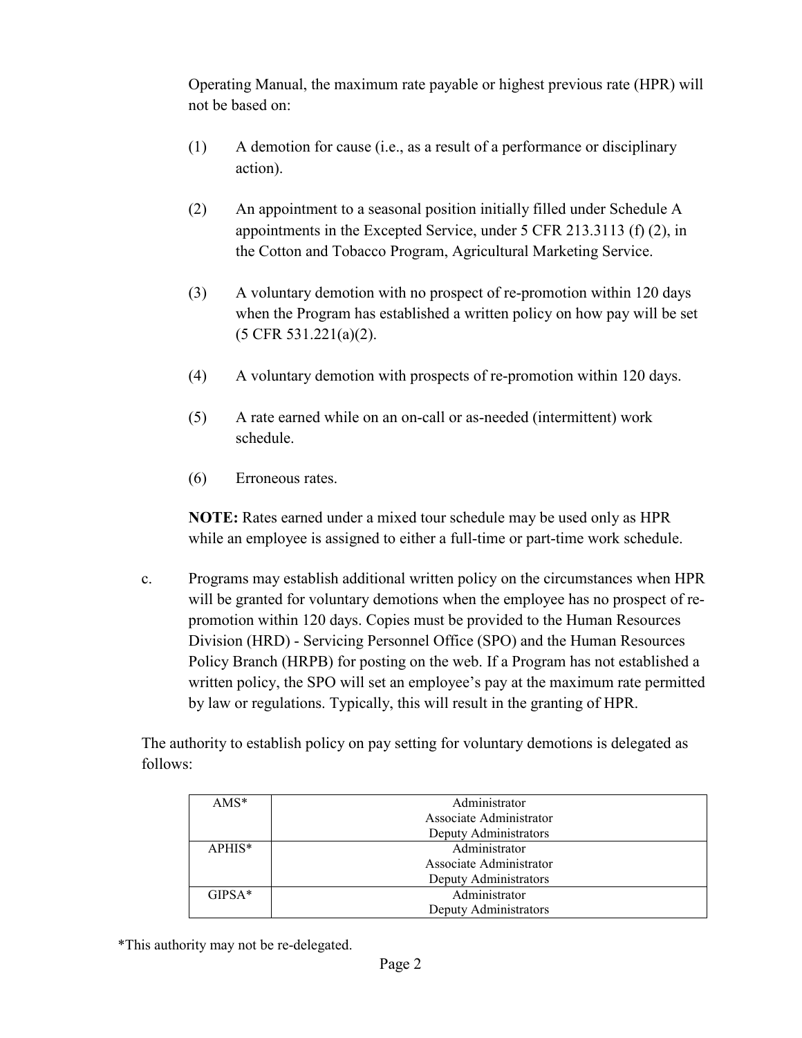Operating Manual, the maximum rate payable or highest previous rate (HPR) will not be based on:

(1) A demotion for cause (i.e., as a result of a performance or disciplinary action).

(2) An appointment to a seasonal position initially filled under Schedule A appointments in the Excepted Service, under 5 CFR 213.3113 (f) (2), in the Cotton and Tobacco Program, Agricultural Marketing Service.

(3) A voluntary demotion with no prospect of re-promotion within 120 days when the Program has established a written policy on how pay will be set (5 CFR 531.221(a)(2).

(4) A voluntary demotion with prospects of re-promotion within 120 days.

(5) A rate earned while on an on-call or as-needed (intermittent) work schedule.

(6) Erroneous rates.

**NOTE:** Rates earned under a mixed tour schedule may be used only as HPR while an employee is assigned to either a full-time or part-time work schedule.

c. Programs may establish additional written policy on the circumstances when HPR will be granted for voluntary demotions when the employee has no prospect of re-promotion within 120 days. Copies must be provided to the Human Resources Division (HRD) - Servicing Personnel Office (SPO) and the Human Resources Policy Branch (HRPB) for posting on the web. If a Program has not established a written policy, the SPO will set an employee's pay at the maximum rate permitted by law or regulations. Typically, this will result in the granting of HPR.

The authority to establish policy on pay setting for voluntary demotions is delegated as follows:

| | |
|---|---|
| AMS* | Administrator<br>Associate Administrator<br>Deputy Administrators |
| APHIS* | Administrator<br>Associate Administrator<br>Deputy Administrators |
| GIPSA* | Administrator<br>Deputy Administrators |

*This authority may not be re-delegated.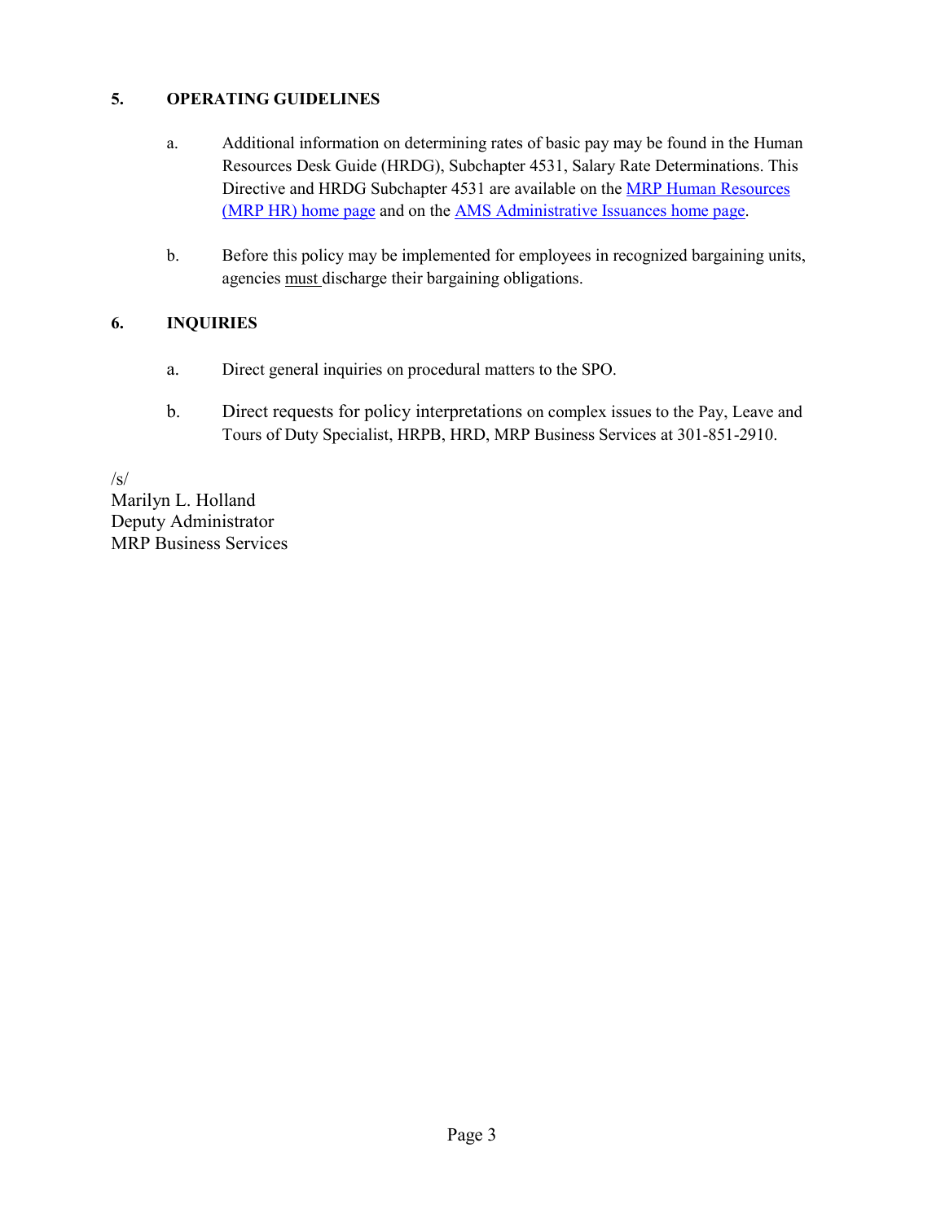## 5. OPERATING GUIDELINES

a. Additional information on determining rates of basic pay may be found in the Human Resources Desk Guide (HRDG), Subchapter 4531, Salary Rate Determinations. This Directive and HRDG Subchapter 4531 are available on the MRP Human Resources (MRP HR) home page and on the AMS Administrative Issuances home page.

b. Before this policy may be implemented for employees in recognized bargaining units, agencies must discharge their bargaining obligations.

## 6. INQUIRIES

a. Direct general inquiries on procedural matters to the SPO.

b. Direct requests for policy interpretations on complex issues to the Pay, Leave and Tours of Duty Specialist, HRPB, HRD, MRP Business Services at 301-851-2910.

/s/
Marilyn L. Holland
Deputy Administrator
MRP Business Services